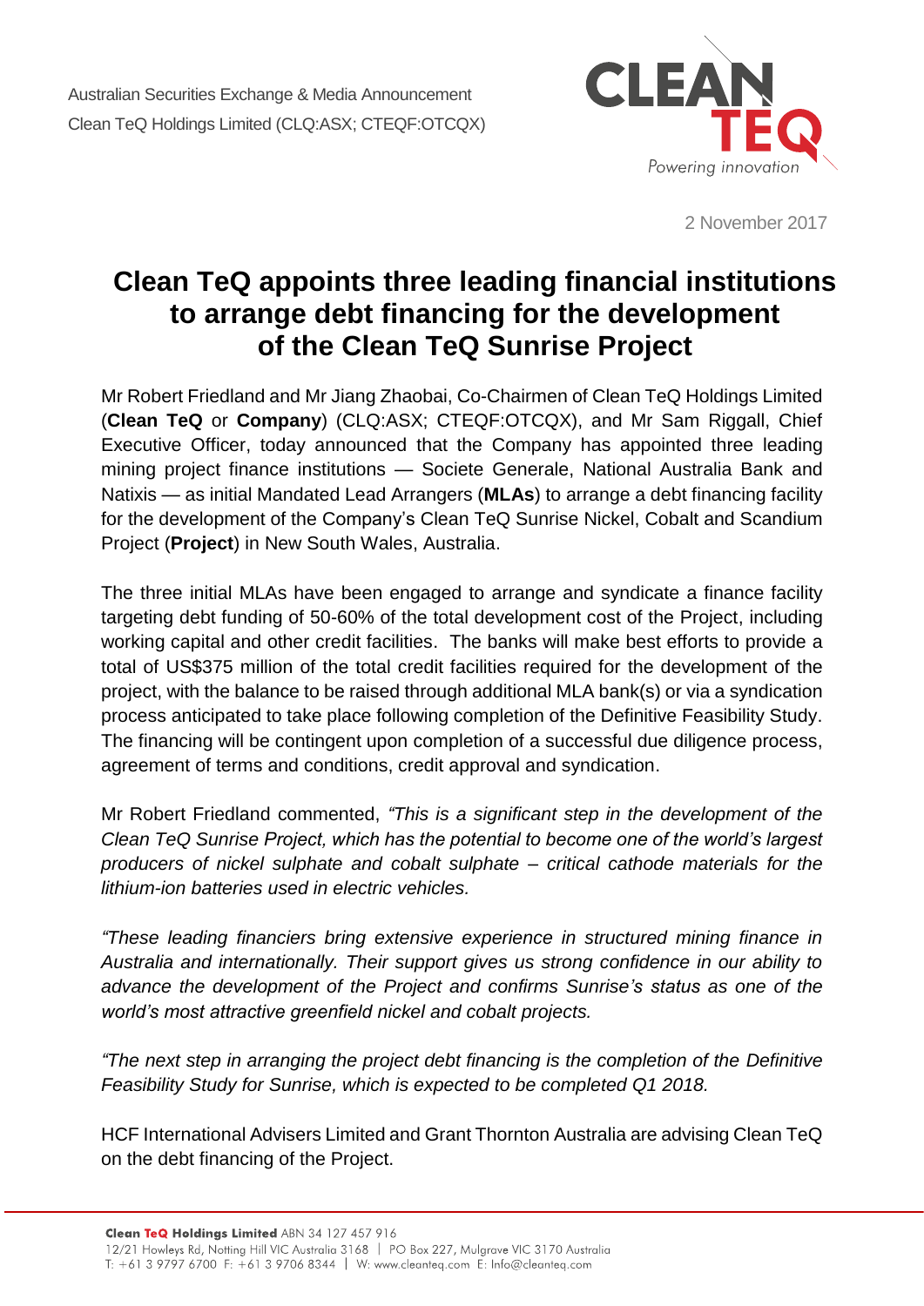Australian Securities Exchange & Media Announcement
Clean TeQ Holdings Limited (CLQ:ASX; CTEQF:OTCQX)

2 November 2017

# Clean TeQ appoints three leading financial institutions to arrange debt financing for the development of the Clean TeQ Sunrise Project

Mr Robert Friedland and Mr Jiang Zhaobai, Co-Chairmen of Clean TeQ Holdings Limited (**Clean TeQ** or **Company**) (CLQ:ASX; CTEQF:OTCQX), and Mr Sam Riggall, Chief Executive Officer, today announced that the Company has appointed three leading mining project finance institutions — Societe Generale, National Australia Bank and Natixis — as initial Mandated Lead Arrangers (**MLAs**) to arrange a debt financing facility for the development of the Company's Clean TeQ Sunrise Nickel, Cobalt and Scandium Project (**Project**) in New South Wales, Australia.

The three initial MLAs have been engaged to arrange and syndicate a finance facility targeting debt funding of 50-60% of the total development cost of the Project, including working capital and other credit facilities. The banks will make best efforts to provide a total of US$375 million of the total credit facilities required for the development of the project, with the balance to be raised through additional MLA bank(s) or via a syndication process anticipated to take place following completion of the Definitive Feasibility Study. The financing will be contingent upon completion of a successful due diligence process, agreement of terms and conditions, credit approval and syndication.

Mr Robert Friedland commented, *"This is a significant step in the development of the Clean TeQ Sunrise Project, which has the potential to become one of the world's largest producers of nickel sulphate and cobalt sulphate – critical cathode materials for the lithium-ion batteries used in electric vehicles.*

*"These leading financiers bring extensive experience in structured mining finance in Australia and internationally. Their support gives us strong confidence in our ability to advance the development of the Project and confirms Sunrise's status as one of the world's most attractive greenfield nickel and cobalt projects.*

*"The next step in arranging the project debt financing is the completion of the Definitive Feasibility Study for Sunrise, which is expected to be completed Q1 2018.*

HCF International Advisers Limited and Grant Thornton Australia are advising Clean TeQ on the debt financing of the Project.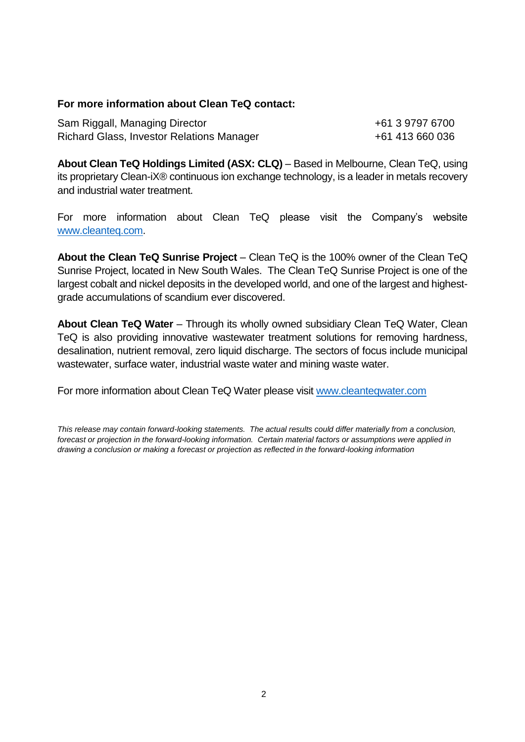**For more information about Clean TeQ contact:**

| | |
|---|---|
| Sam Riggall, Managing Director | +61 3 9797 6700 |
| Richard Glass, Investor Relations Manager | +61 413 660 036 |

**About Clean TeQ Holdings Limited (ASX: CLQ)** – Based in Melbourne, Clean TeQ, using its proprietary Clean-iX® continuous ion exchange technology, is a leader in metals recovery and industrial water treatment.

For more information about Clean TeQ please visit the Company's website [www.cleanteq.com](http://www.cleanteq.com).

**About the Clean TeQ Sunrise Project** – Clean TeQ is the 100% owner of the Clean TeQ Sunrise Project, located in New South Wales. The Clean TeQ Sunrise Project is one of the largest cobalt and nickel deposits in the developed world, and one of the largest and highest-grade accumulations of scandium ever discovered.

**About Clean TeQ Water** – Through its wholly owned subsidiary Clean TeQ Water, Clean TeQ is also providing innovative wastewater treatment solutions for removing hardness, desalination, nutrient removal, zero liquid discharge. The sectors of focus include municipal wastewater, surface water, industrial waste water and mining waste water.

For more information about Clean TeQ Water please visit [www.cleanteqwater.com](http://www.cleanteqwater.com)

*This release may contain forward-looking statements. The actual results could differ materially from a conclusion, forecast or projection in the forward-looking information. Certain material factors or assumptions were applied in drawing a conclusion or making a forecast or projection as reflected in the forward-looking information*